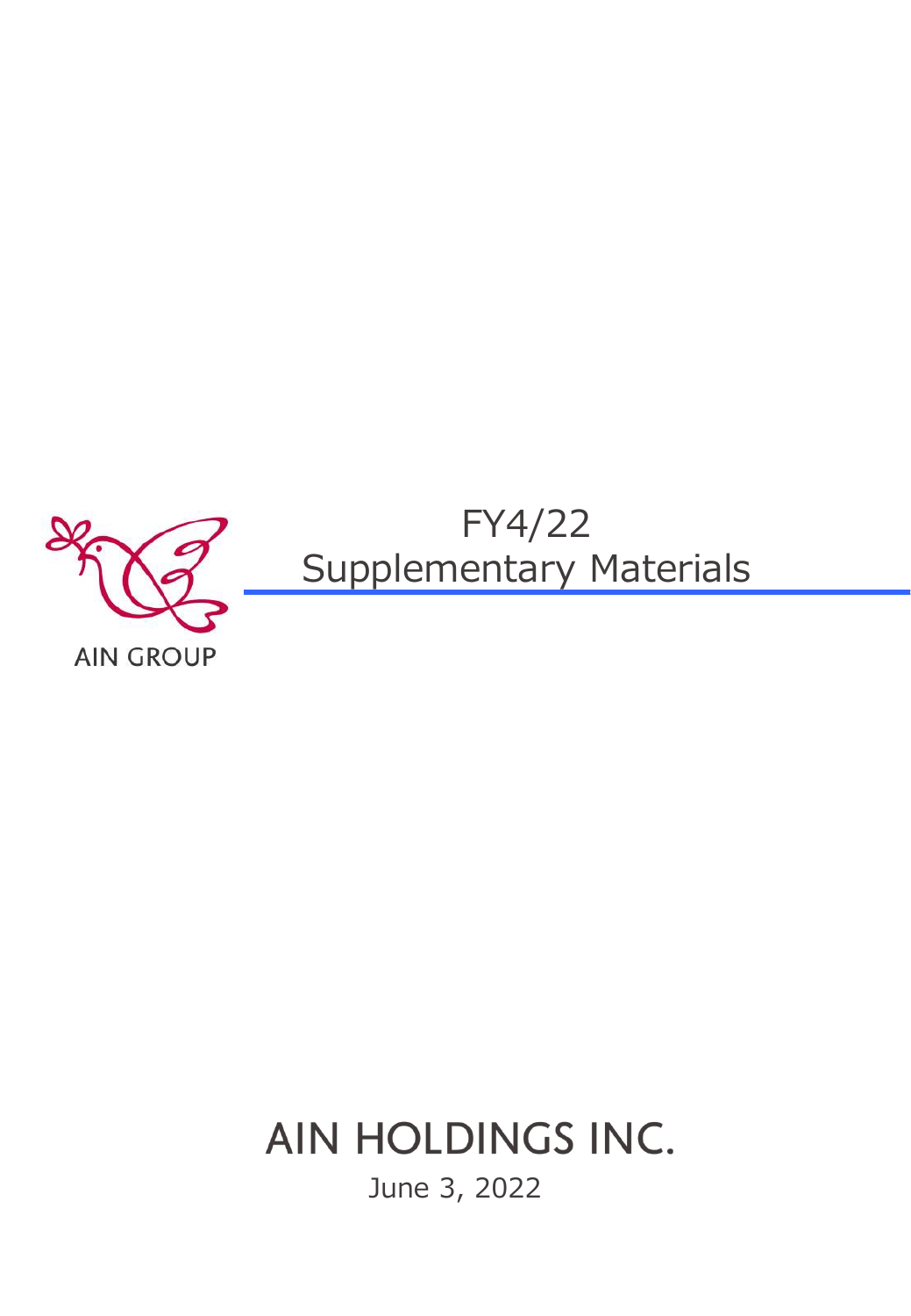AIN GROUP

# FY4/22 Supplementary Materials

AIN HOLDINGS INC.

June 3, 2022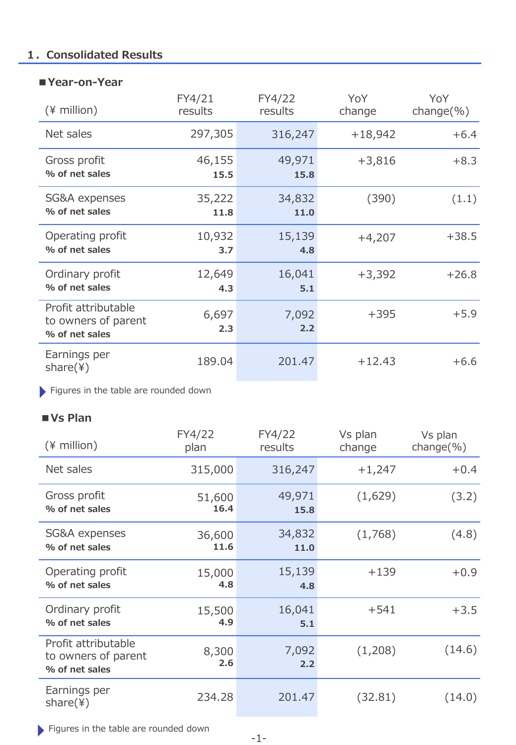## 1．Consolidated Results

### ■Year-on-Year

| (¥ million) | FY4/21 results | FY4/22 results | YoY change | YoY change(%) |
|---|---|---|---|---|
| Net sales | 297,305 | 316,247 | +18,942 | +6.4 |
| Gross profit | 46,155 | 49,971 | +3,816 | +8.3 |
| **% of net sales** | **15.5** | **15.8** | | |
| SG&A expenses | 35,222 | 34,832 | (390) | (1.1) |
| **% of net sales** | **11.8** | **11.0** | | |
| Operating profit | 10,932 | 15,139 | +4,207 | +38.5 |
| **% of net sales** | **3.7** | **4.8** | | |
| Ordinary profit | 12,649 | 16,041 | +3,392 | +26.8 |
| **% of net sales** | **4.3** | **5.1** | | |
| Profit attributable to owners of parent | 6,697 | 7,092 | +395 | +5.9 |
| **% of net sales** | **2.3** | **2.2** | | |
| Earnings per share(¥) | 189.04 | 201.47 | +12.43 | +6.6 |

Figures in the table are rounded down

### ■Vs Plan

| (¥ million) | FY4/22 plan | FY4/22 results | Vs plan change | Vs plan change(%) |
|---|---|---|---|---|
| Net sales | 315,000 | 316,247 | +1,247 | +0.4 |
| Gross profit | 51,600 | 49,971 | (1,629) | (3.2) |
| **% of net sales** | **16.4** | **15.8** | | |
| SG&A expenses | 36,600 | 34,832 | (1,768) | (4.8) |
| **% of net sales** | **11.6** | **11.0** | | |
| Operating profit | 15,000 | 15,139 | +139 | +0.9 |
| **% of net sales** | **4.8** | **4.8** | | |
| Ordinary profit | 15,500 | 16,041 | +541 | +3.5 |
| **% of net sales** | **4.9** | **5.1** | | |
| Profit attributable to owners of parent | 8,300 | 7,092 | (1,208) | (14.6) |
| **% of net sales** | **2.6** | **2.2** | | |
| Earnings per share(¥) | 234.28 | 201.47 | (32.81) | (14.0) |

Figures in the table are rounded down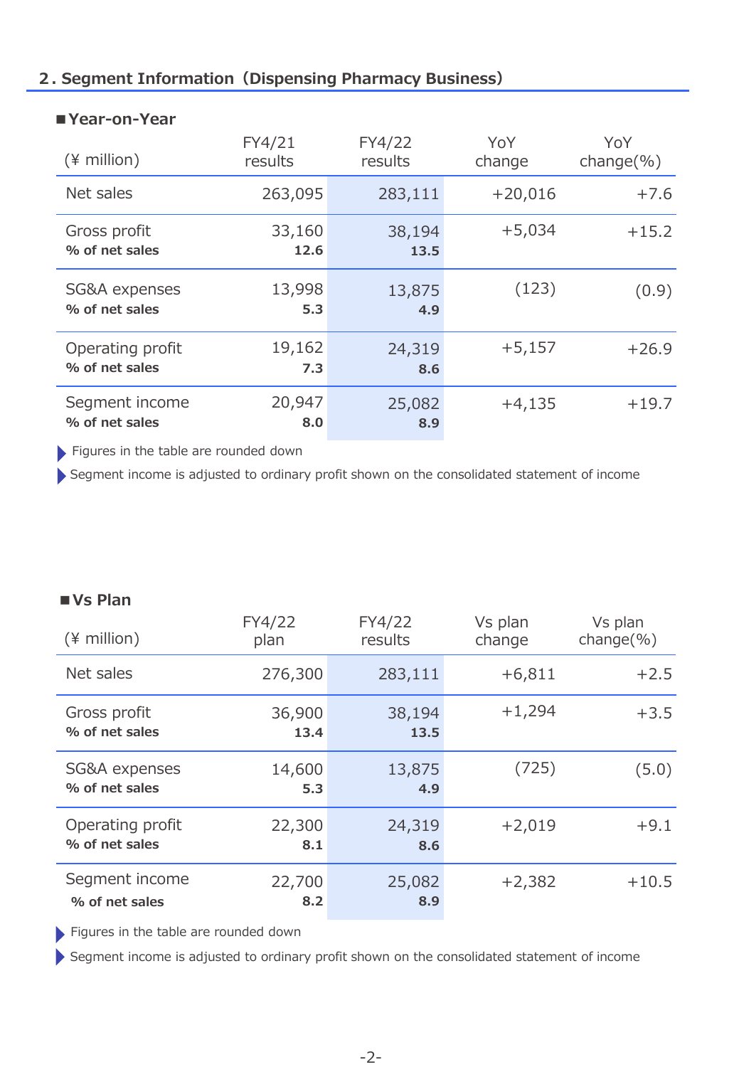## 2. Segment Information（Dispensing Pharmacy Business）

### ■Year-on-Year

| (¥ million) | FY4/21 results | FY4/22 results | YoY change | YoY change(%) |
|---|---|---|---|---|
| Net sales | 263,095 | 283,111 | +20,016 | +7.6 |
| Gross profit | 33,160 | 38,194 | +5,034 | +15.2 |
| **% of net sales** | **12.6** | **13.5** | | |
| SG&A expenses | 13,998 | 13,875 | (123) | (0.9) |
| **% of net sales** | **5.3** | **4.9** | | |
| Operating profit | 19,162 | 24,319 | +5,157 | +26.9 |
| **% of net sales** | **7.3** | **8.6** | | |
| Segment income | 20,947 | 25,082 | +4,135 | +19.7 |
| **% of net sales** | **8.0** | **8.9** | | |

- Figures in the table are rounded down
- Segment income is adjusted to ordinary profit shown on the consolidated statement of income

### ■Vs Plan

| (¥ million) | FY4/22 plan | FY4/22 results | Vs plan change | Vs plan change(%) |
|---|---|---|---|---|
| Net sales | 276,300 | 283,111 | +6,811 | +2.5 |
| Gross profit | 36,900 | 38,194 | +1,294 | +3.5 |
| **% of net sales** | **13.4** | **13.5** | | |
| SG&A expenses | 14,600 | 13,875 | (725) | (5.0) |
| **% of net sales** | **5.3** | **4.9** | | |
| Operating profit | 22,300 | 24,319 | +2,019 | +9.1 |
| **% of net sales** | **8.1** | **8.6** | | |
| Segment income | 22,700 | 25,082 | +2,382 | +10.5 |
| **% of net sales** | **8.2** | **8.9** | | |

- Figures in the table are rounded down
- Segment income is adjusted to ordinary profit shown on the consolidated statement of income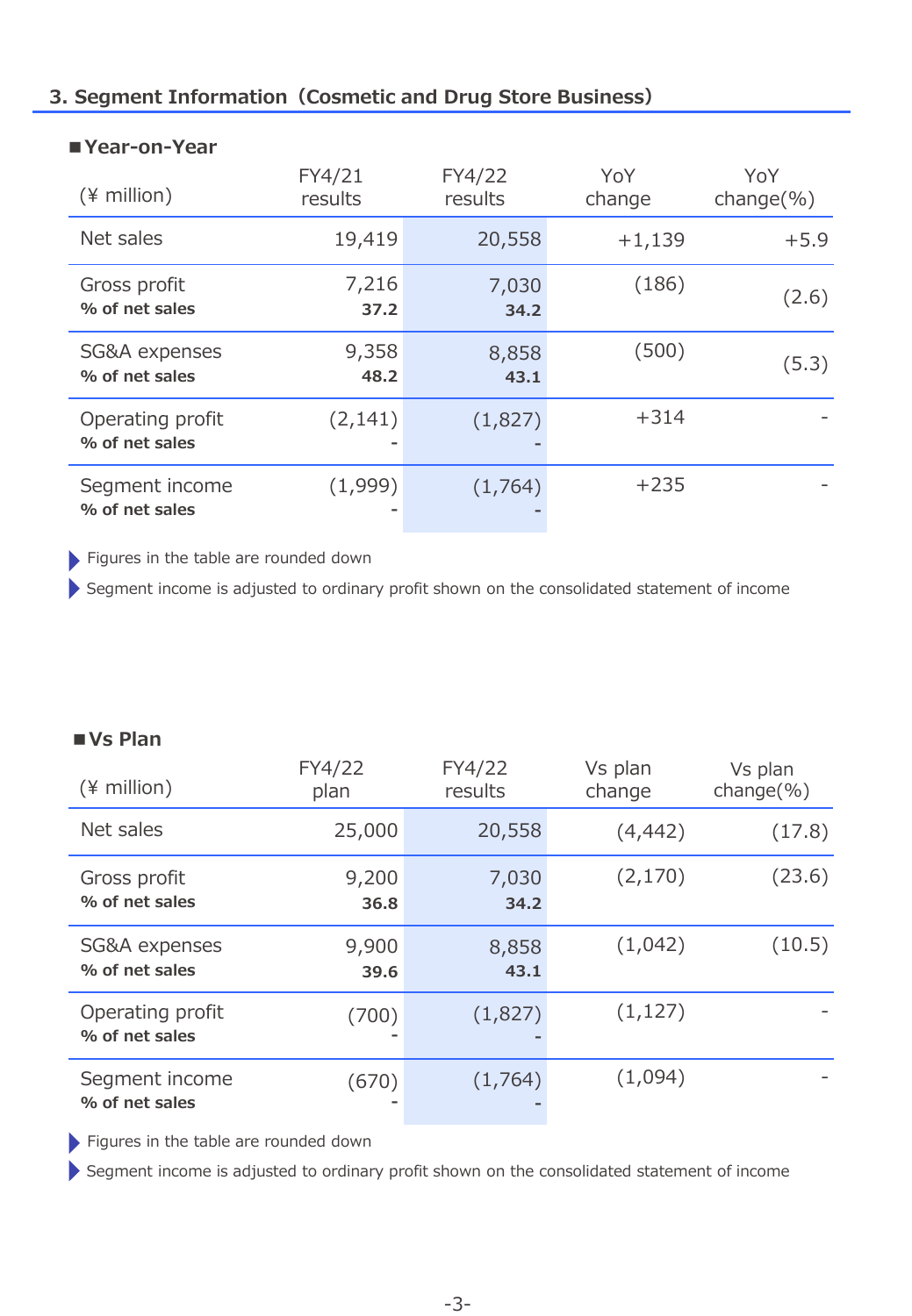## 3. Segment Information（Cosmetic and Drug Store Business）

### ■Year-on-Year

| (¥ million) | FY4/21 results | FY4/22 results | YoY change | YoY change(%) |
|---|---|---|---|---|
| Net sales | 19,419 | 20,558 | +1,139 | +5.9 |
| Gross profit | 7,216 | 7,030 | (186) | (2.6) |
| **% of net sales** | **37.2** | **34.2** | | |
| SG&A expenses | 9,358 | 8,858 | (500) | (5.3) |
| **% of net sales** | **48.2** | **43.1** | | |
| Operating profit | (2,141) | (1,827) | +314 | - |
| **% of net sales** | - | - | | |
| Segment income | (1,999) | (1,764) | +235 | - |
| **% of net sales** | - | - | | |

- Figures in the table are rounded down
- Segment income is adjusted to ordinary profit shown on the consolidated statement of income

### ■Vs Plan

| (¥ million) | FY4/22 plan | FY4/22 results | Vs plan change | Vs plan change(%) |
|---|---|---|---|---|
| Net sales | 25,000 | 20,558 | (4,442) | (17.8) |
| Gross profit | 9,200 | 7,030 | (2,170) | (23.6) |
| **% of net sales** | **36.8** | **34.2** | | |
| SG&A expenses | 9,900 | 8,858 | (1,042) | (10.5) |
| **% of net sales** | **39.6** | **43.1** | | |
| Operating profit | (700) | (1,827) | (1,127) | - |
| **% of net sales** | - | - | | |
| Segment income | (670) | (1,764) | (1,094) | - |
| **% of net sales** | - | - | | |

- Figures in the table are rounded down
- Segment income is adjusted to ordinary profit shown on the consolidated statement of income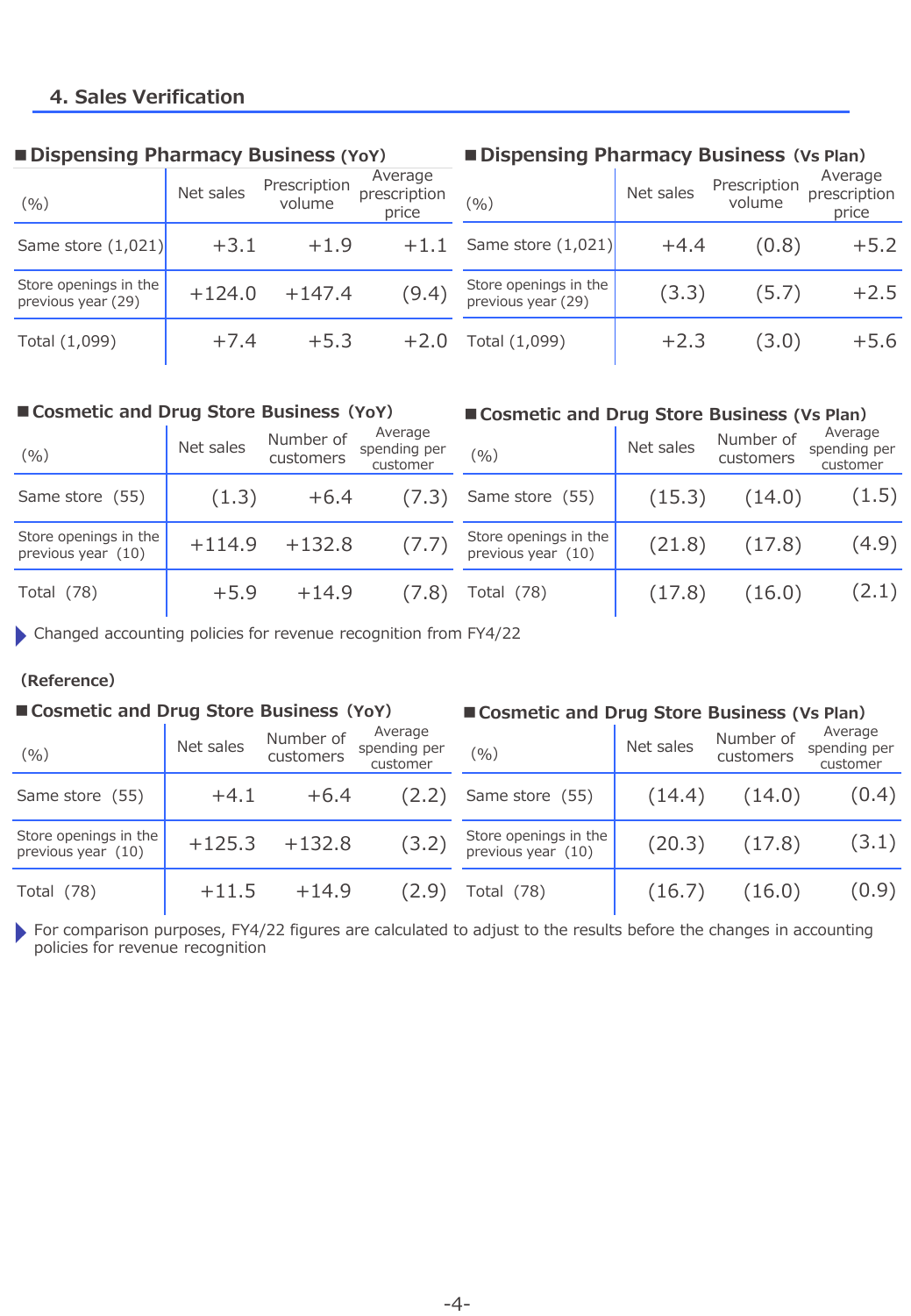## 4. Sales Verification

### ■ Dispensing Pharmacy Business (YoY)

| (%) | Net sales | Prescription volume | Average prescription price |
|---|---|---|---|
| Same store (1,021) | +3.1 | +1.9 | +1.1 |
| Store openings in the previous year (29) | +124.0 | +147.4 | (9.4) |
| Total (1,099) | +7.4 | +5.3 | +2.0 |

### ■ Dispensing Pharmacy Business (Vs Plan)

| (%) | Net sales | Prescription volume | Average prescription price |
|---|---|---|---|
| Same store (1,021) | +4.4 | (0.8) | +5.2 |
| Store openings in the previous year (29) | (3.3) | (5.7) | +2.5 |
| Total (1,099) | +2.3 | (3.0) | +5.6 |

### ■ Cosmetic and Drug Store Business (YoY)

| (%) | Net sales | Number of customers | Average spending per customer |
|---|---|---|---|
| Same store (55) | (1.3) | +6.4 | (7.3) |
| Store openings in the previous year (10) | +114.9 | +132.8 | (7.7) |
| Total (78) | +5.9 | +14.9 | (7.8) |

### ■ Cosmetic and Drug Store Business (Vs Plan)

| (%) | Net sales | Number of customers | Average spending per customer |
|---|---|---|---|
| Same store (55) | (15.3) | (14.0) | (1.5) |
| Store openings in the previous year (10) | (21.8) | (17.8) | (4.9) |
| Total (78) | (17.8) | (16.0) | (2.1) |

- Changed accounting policies for revenue recognition from FY4/22

**(Reference)**

### ■ Cosmetic and Drug Store Business (YoY)

| (%) | Net sales | Number of customers | Average spending per customer |
|---|---|---|---|
| Same store (55) | +4.1 | +6.4 | (2.2) |
| Store openings in the previous year (10) | +125.3 | +132.8 | (3.2) |
| Total (78) | +11.5 | +14.9 | (2.9) |

### ■ Cosmetic and Drug Store Business (Vs Plan)

| (%) | Net sales | Number of customers | Average spending per customer |
|---|---|---|---|
| Same store (55) | (14.4) | (14.0) | (0.4) |
| Store openings in the previous year (10) | (20.3) | (17.8) | (3.1) |
| Total (78) | (16.7) | (16.0) | (0.9) |

- For comparison purposes, FY4/22 figures are calculated to adjust to the results before the changes in accounting policies for revenue recognition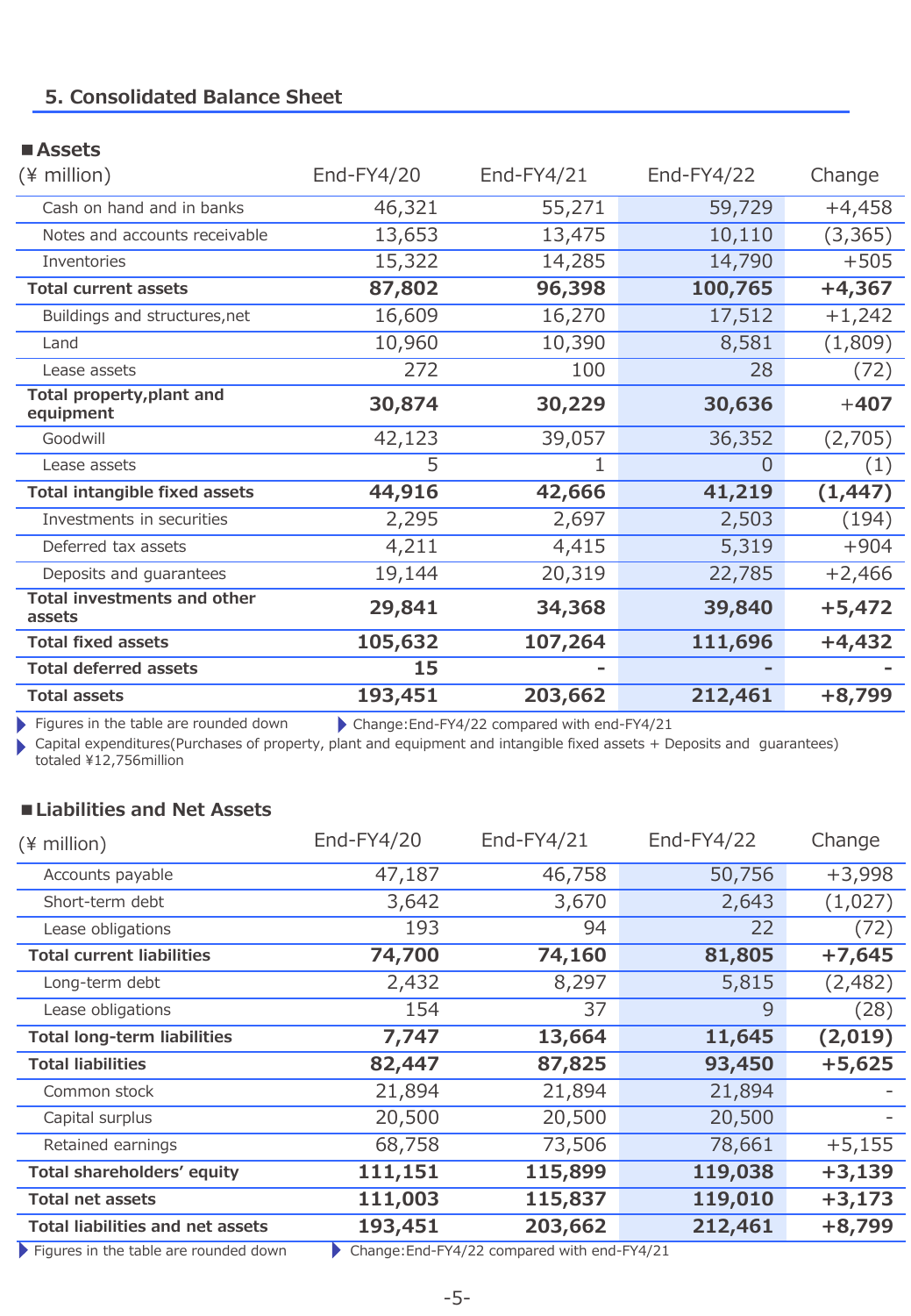## 5. Consolidated Balance Sheet

### ■Assets

| (¥ million) | End-FY4/20 | End-FY4/21 | End-FY4/22 | Change |
|---|---|---|---|---|
| Cash on hand and in banks | 46,321 | 55,271 | 59,729 | +4,458 |
| Notes and accounts receivable | 13,653 | 13,475 | 10,110 | (3,365) |
| Inventories | 15,322 | 14,285 | 14,790 | +505 |
| **Total current assets** | **87,802** | **96,398** | **100,765** | **+4,367** |
| Buildings and structures,net | 16,609 | 16,270 | 17,512 | +1,242 |
| Land | 10,960 | 10,390 | 8,581 | (1,809) |
| Lease assets | 272 | 100 | 28 | (72) |
| **Total property,plant and equipment** | **30,874** | **30,229** | **30,636** | **+407** |
| Goodwill | 42,123 | 39,057 | 36,352 | (2,705) |
| Lease assets | 5 | 1 | 0 | (1) |
| **Total intangible fixed assets** | **44,916** | **42,666** | **41,219** | **(1,447)** |
| Investments in securities | 2,295 | 2,697 | 2,503 | (194) |
| Deferred tax assets | 4,211 | 4,415 | 5,319 | +904 |
| Deposits and guarantees | 19,144 | 20,319 | 22,785 | +2,466 |
| **Total investments and other assets** | **29,841** | **34,368** | **39,840** | **+5,472** |
| **Total fixed assets** | **105,632** | **107,264** | **111,696** | **+4,432** |
| **Total deferred assets** | **15** | **-** | **-** | **-** |
| **Total assets** | **193,451** | **203,662** | **212,461** | **+8,799** |

- Figures in the table are rounded down
- Change:End-FY4/22 compared with end-FY4/21
- Capital expenditures(Purchases of property, plant and equipment and intangible fixed assets + Deposits and guarantees) totaled ¥12,756million

### ■Liabilities and Net Assets

| (¥ million) | End-FY4/20 | End-FY4/21 | End-FY4/22 | Change |
|---|---|---|---|---|
| Accounts payable | 47,187 | 46,758 | 50,756 | +3,998 |
| Short-term debt | 3,642 | 3,670 | 2,643 | (1,027) |
| Lease obligations | 193 | 94 | 22 | (72) |
| **Total current liabilities** | **74,700** | **74,160** | **81,805** | **+7,645** |
| Long-term debt | 2,432 | 8,297 | 5,815 | (2,482) |
| Lease obligations | 154 | 37 | 9 | (28) |
| **Total long-term liabilities** | **7,747** | **13,664** | **11,645** | **(2,019)** |
| **Total liabilities** | **82,447** | **87,825** | **93,450** | **+5,625** |
| Common stock | 21,894 | 21,894 | 21,894 | - |
| Capital surplus | 20,500 | 20,500 | 20,500 | - |
| Retained earnings | 68,758 | 73,506 | 78,661 | +5,155 |
| **Total shareholders' equity** | **111,151** | **115,899** | **119,038** | **+3,139** |
| **Total net assets** | **111,003** | **115,837** | **119,010** | **+3,173** |
| **Total liabilities and net assets** | **193,451** | **203,662** | **212,461** | **+8,799** |

- Figures in the table are rounded down
- Change:End-FY4/22 compared with end-FY4/21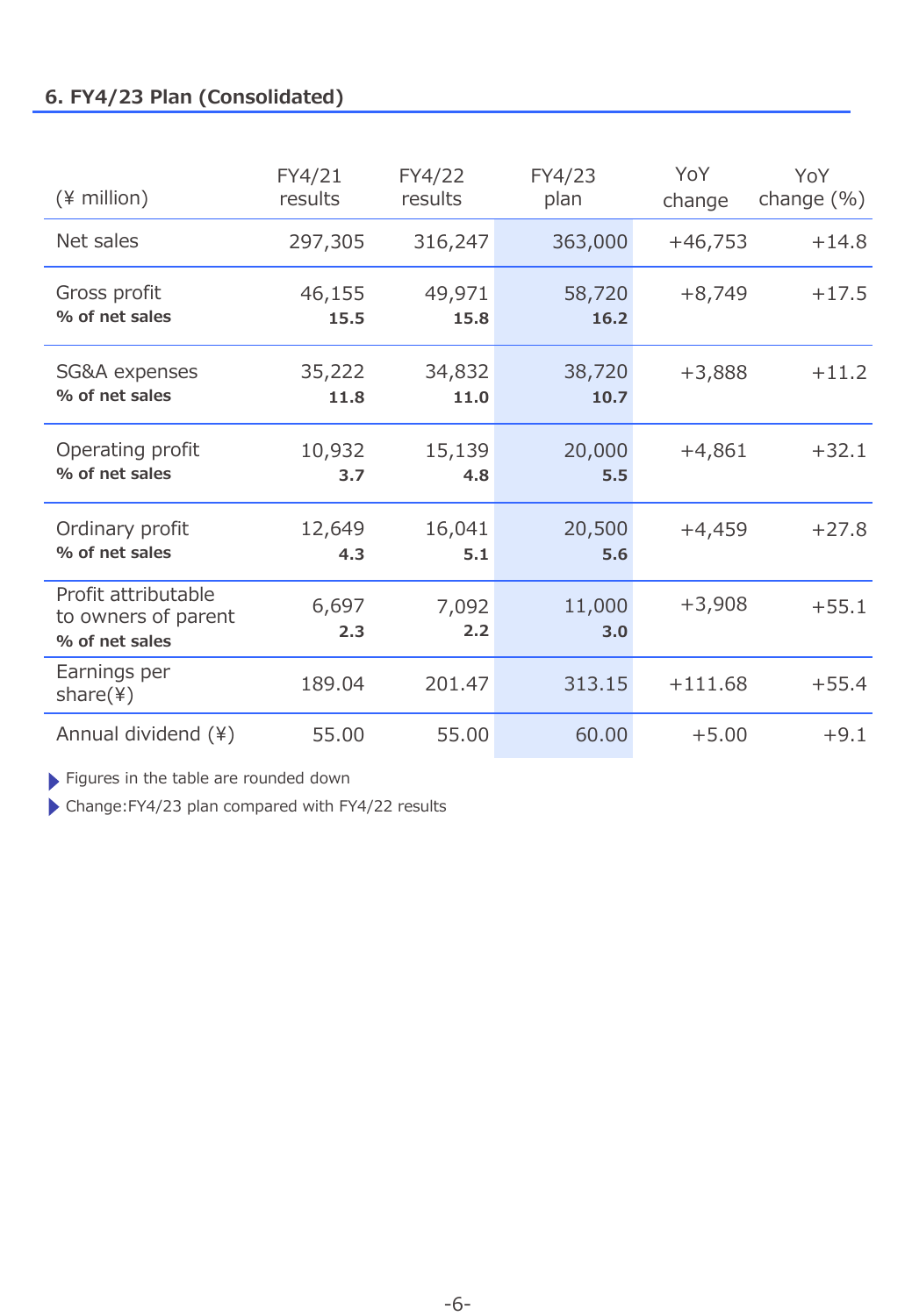## 6. FY4/23 Plan (Consolidated)

| (¥ million) | FY4/21 results | FY4/22 results | FY4/23 plan | YoY change | YoY change (%) |
|---|---|---|---|---|---|
| Net sales | 297,305 | 316,247 | 363,000 | +46,753 | +14.8 |
| Gross profit | 46,155 | 49,971 | 58,720 | +8,749 | +17.5 |
| **% of net sales** | **15.5** | **15.8** | **16.2** | | |
| SG&A expenses | 35,222 | 34,832 | 38,720 | +3,888 | +11.2 |
| **% of net sales** | **11.8** | **11.0** | **10.7** | | |
| Operating profit | 10,932 | 15,139 | 20,000 | +4,861 | +32.1 |
| **% of net sales** | **3.7** | **4.8** | **5.5** | | |
| Ordinary profit | 12,649 | 16,041 | 20,500 | +4,459 | +27.8 |
| **% of net sales** | **4.3** | **5.1** | **5.6** | | |
| Profit attributable to owners of parent | 6,697 | 7,092 | 11,000 | +3,908 | +55.1 |
| **% of net sales** | **2.3** | **2.2** | **3.0** | | |
| Earnings per share(¥) | 189.04 | 201.47 | 313.15 | +111.68 | +55.4 |
| Annual dividend (¥) | 55.00 | 55.00 | 60.00 | +5.00 | +9.1 |

- Figures in the table are rounded down
- Change:FY4/23 plan compared with FY4/22 results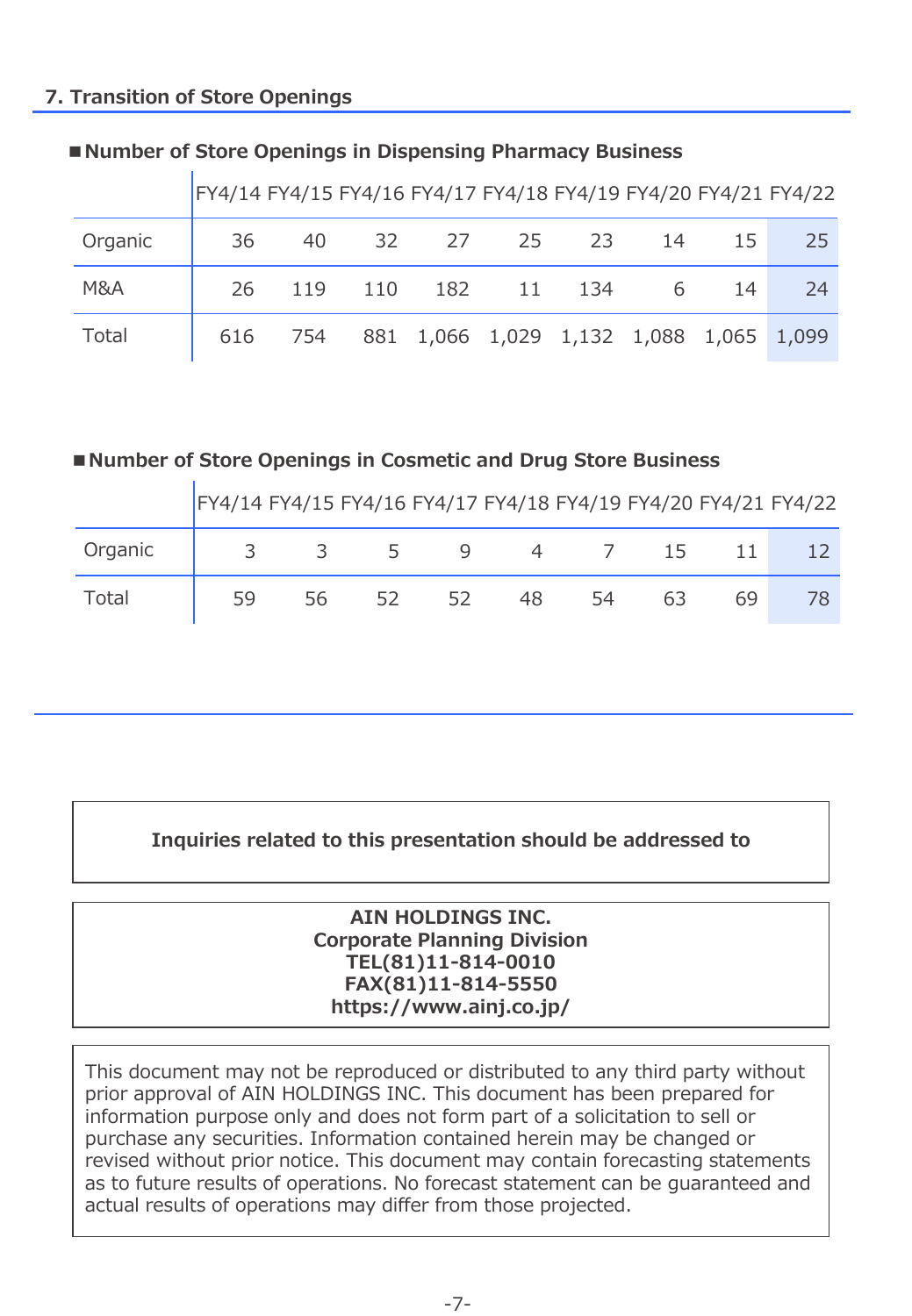## 7. Transition of Store Openings

### ■Number of Store Openings in Dispensing Pharmacy Business

| | FY4/14 | FY4/15 | FY4/16 | FY4/17 | FY4/18 | FY4/19 | FY4/20 | FY4/21 | FY4/22 |
|---|---|---|---|---|---|---|---|---|---|
| Organic | 36 | 40 | 32 | 27 | 25 | 23 | 14 | 15 | 25 |
| M&A | 26 | 119 | 110 | 182 | 11 | 134 | 6 | 14 | 24 |
| Total | 616 | 754 | 881 | 1,066 | 1,029 | 1,132 | 1,088 | 1,065 | 1,099 |

### ■Number of Store Openings in Cosmetic and Drug Store Business

| | FY4/14 | FY4/15 | FY4/16 | FY4/17 | FY4/18 | FY4/19 | FY4/20 | FY4/21 | FY4/22 |
|---|---|---|---|---|---|---|---|---|---|
| Organic | 3 | 3 | 5 | 9 | 4 | 7 | 15 | 11 | 12 |
| Total | 59 | 56 | 52 | 52 | 48 | 54 | 63 | 69 | 78 |

**Inquiries related to this presentation should be addressed to**

**AIN HOLDINGS INC.**
**Corporate Planning Division**
**TEL(81)11-814-0010**
**FAX(81)11-814-5550**
**https://www.ainj.co.jp/**

This document may not be reproduced or distributed to any third party without prior approval of AIN HOLDINGS INC. This document has been prepared for information purpose only and does not form part of a solicitation to sell or purchase any securities. Information contained herein may be changed or revised without prior notice. This document may contain forecasting statements as to future results of operations. No forecast statement can be guaranteed and actual results of operations may differ from those projected.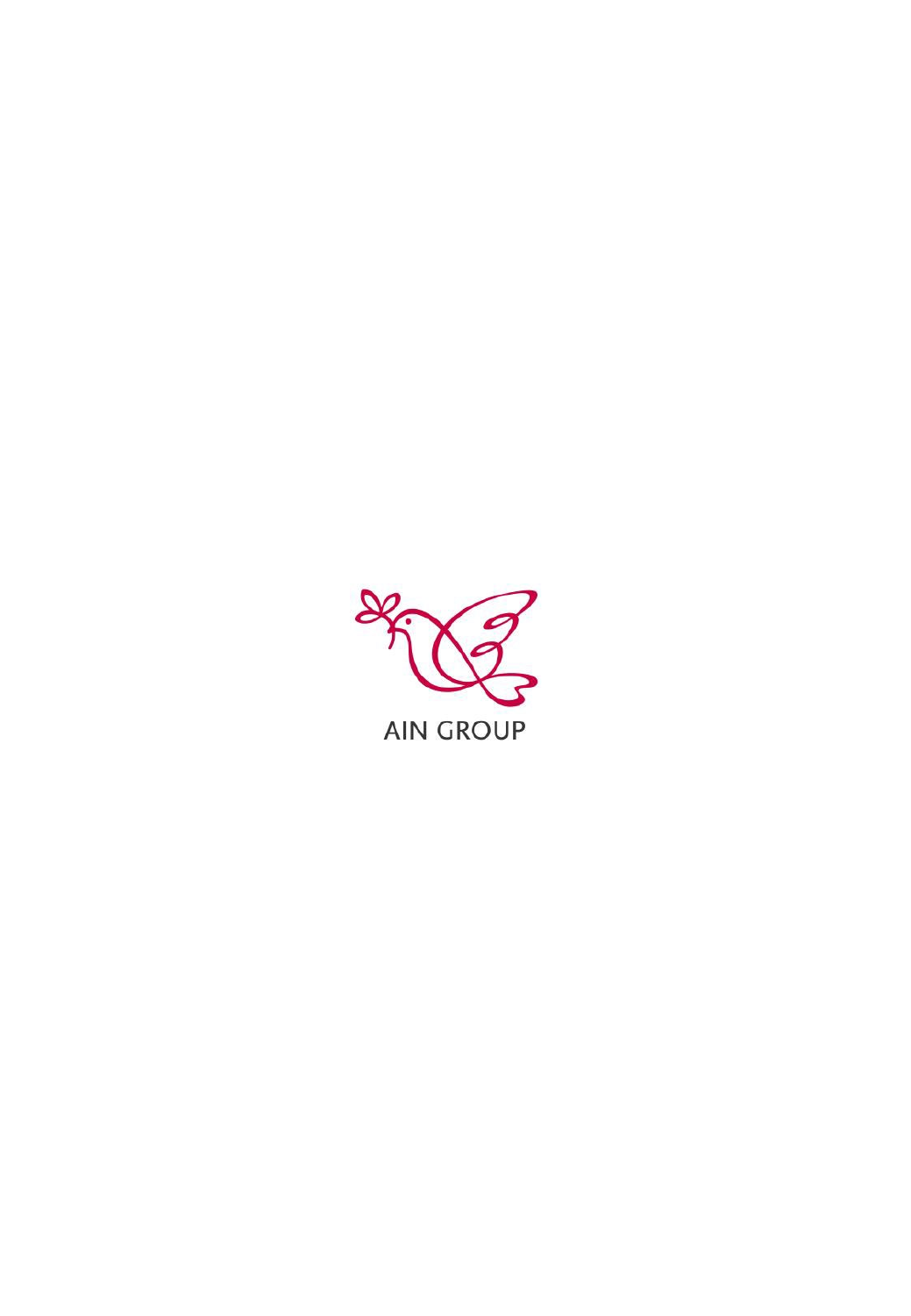AIN GROUP